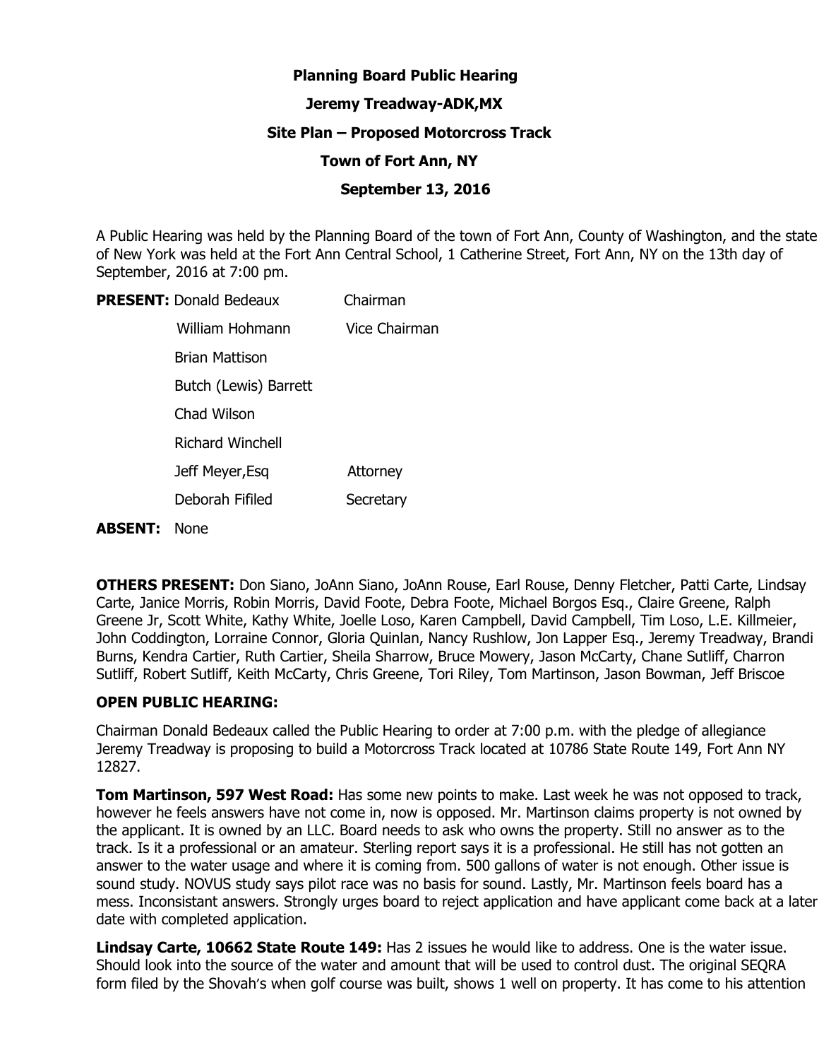**Planning Board Public Hearing**

**Jeremy Treadway-ADK,MX**

**Site Plan – Proposed Motorcross Track**

**Town of Fort Ann, NY**

**September 13, 2016**

A Public Hearing was held by the Planning Board of the town of Fort Ann, County of Washington, and the state of New York was held at the Fort Ann Central School, 1 Catherine Street, Fort Ann, NY on the 13th day of September, 2016 at 7:00 pm.

| **PRESENT:** | |
|---|---|
| Donald Bedeaux | Chairman |
| William Hohmann | Vice Chairman |
| Brian Mattison | |
| Butch (Lewis) Barrett | |
| Chad Wilson | |
| Richard Winchell | |
| Jeff Meyer,Esq | Attorney |
| Deborah Fifiled | Secretary |

**ABSENT:** None

**OTHERS PRESENT:** Don Siano, JoAnn Siano, JoAnn Rouse, Earl Rouse, Denny Fletcher, Patti Carte, Lindsay Carte, Janice Morris, Robin Morris, David Foote, Debra Foote, Michael Borgos Esq., Claire Greene, Ralph Greene Jr, Scott White, Kathy White, Joelle Loso, Karen Campbell, David Campbell, Tim Loso, L.E. Killmeier, John Coddington, Lorraine Connor, Gloria Quinlan, Nancy Rushlow, Jon Lapper Esq., Jeremy Treadway, Brandi Burns, Kendra Cartier, Ruth Cartier, Sheila Sharrow, Bruce Mowery, Jason McCarty, Chane Sutliff, Charron Sutliff, Robert Sutliff, Keith McCarty, Chris Greene, Tori Riley, Tom Martinson, Jason Bowman, Jeff Briscoe

**OPEN PUBLIC HEARING:**

Chairman Donald Bedeaux called the Public Hearing to order at 7:00 p.m. with the pledge of allegiance Jeremy Treadway is proposing to build a Motorcross Track located at 10786 State Route 149, Fort Ann NY 12827.

**Tom Martinson, 597 West Road:** Has some new points to make. Last week he was not opposed to track, however he feels answers have not come in, now is opposed. Mr. Martinson claims property is not owned by the applicant. It is owned by an LLC. Board needs to ask who owns the property. Still no answer as to the track. Is it a professional or an amateur. Sterling report says it is a professional. He still has not gotten an answer to the water usage and where it is coming from. 500 gallons of water is not enough. Other issue is sound study. NOVUS study says pilot race was no basis for sound. Lastly, Mr. Martinson feels board has a mess. Inconsistant answers. Strongly urges board to reject application and have applicant come back at a later date with completed application.

**Lindsay Carte, 10662 State Route 149:** Has 2 issues he would like to address. One is the water issue. Should look into the source of the water and amount that will be used to control dust. The original SEQRA form filed by the Shovah's when golf course was built, shows 1 well on property. It has come to his attention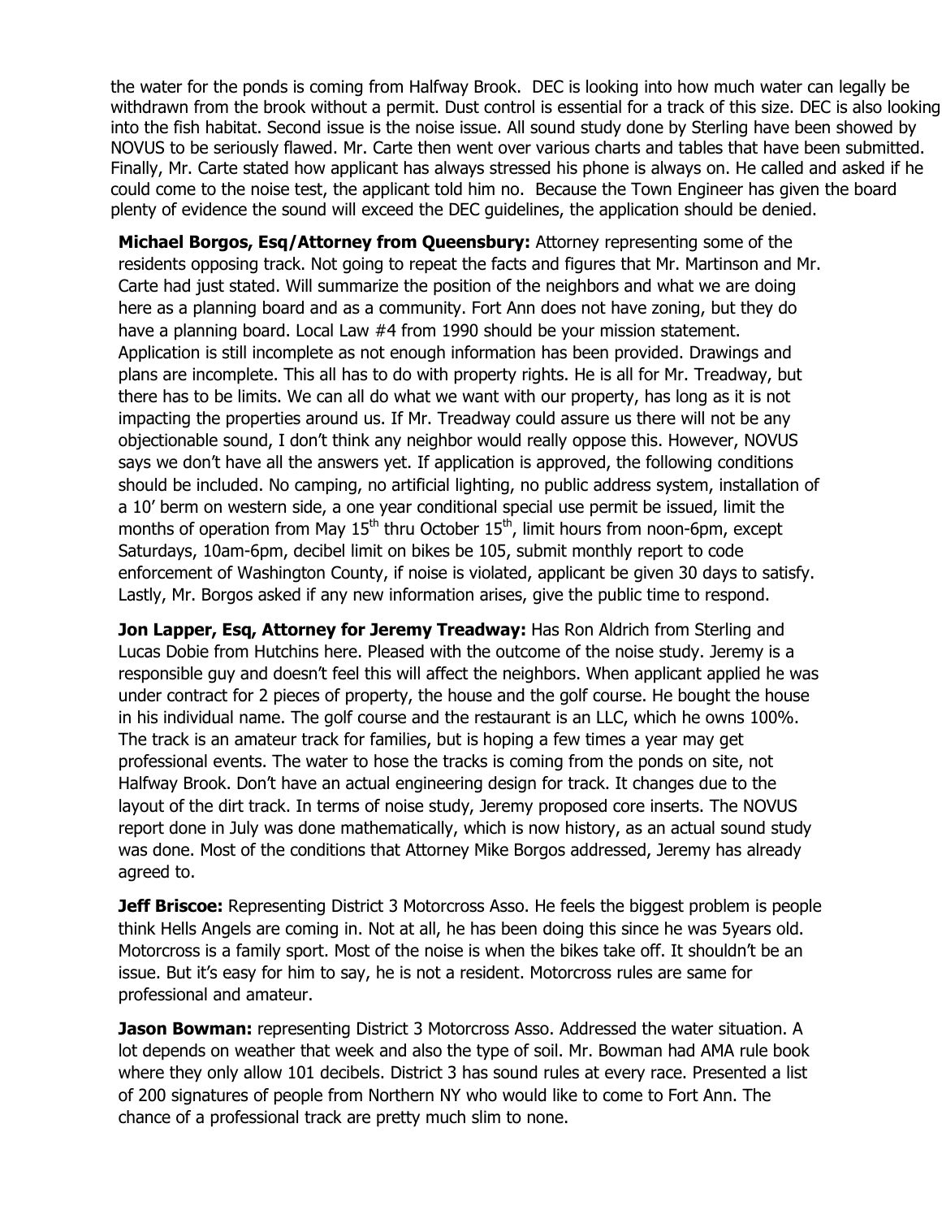the water for the ponds is coming from Halfway Brook. DEC is looking into how much water can legally be withdrawn from the brook without a permit. Dust control is essential for a track of this size. DEC is also looking into the fish habitat. Second issue is the noise issue. All sound study done by Sterling have been showed by NOVUS to be seriously flawed. Mr. Carte then went over various charts and tables that have been submitted. Finally, Mr. Carte stated how applicant has always stressed his phone is always on. He called and asked if he could come to the noise test, the applicant told him no. Because the Town Engineer has given the board plenty of evidence the sound will exceed the DEC guidelines, the application should be denied.

**Michael Borgos, Esq/Attorney from Queensbury:** Attorney representing some of the residents opposing track. Not going to repeat the facts and figures that Mr. Martinson and Mr. Carte had just stated. Will summarize the position of the neighbors and what we are doing here as a planning board and as a community. Fort Ann does not have zoning, but they do have a planning board. Local Law #4 from 1990 should be your mission statement. Application is still incomplete as not enough information has been provided. Drawings and plans are incomplete. This all has to do with property rights. He is all for Mr. Treadway, but there has to be limits. We can all do what we want with our property, has long as it is not impacting the properties around us. If Mr. Treadway could assure us there will not be any objectionable sound, I don't think any neighbor would really oppose this. However, NOVUS says we don't have all the answers yet. If application is approved, the following conditions should be included. No camping, no artificial lighting, no public address system, installation of a 10' berm on western side, a one year conditional special use permit be issued, limit the months of operation from May 15th thru October 15th, limit hours from noon-6pm, except Saturdays, 10am-6pm, decibel limit on bikes be 105, submit monthly report to code enforcement of Washington County, if noise is violated, applicant be given 30 days to satisfy. Lastly, Mr. Borgos asked if any new information arises, give the public time to respond.

**Jon Lapper, Esq, Attorney for Jeremy Treadway:** Has Ron Aldrich from Sterling and Lucas Dobie from Hutchins here. Pleased with the outcome of the noise study. Jeremy is a responsible guy and doesn't feel this will affect the neighbors. When applicant applied he was under contract for 2 pieces of property, the house and the golf course. He bought the house in his individual name. The golf course and the restaurant is an LLC, which he owns 100%. The track is an amateur track for families, but is hoping a few times a year may get professional events. The water to hose the tracks is coming from the ponds on site, not Halfway Brook. Don't have an actual engineering design for track. It changes due to the layout of the dirt track. In terms of noise study, Jeremy proposed core inserts. The NOVUS report done in July was done mathematically, which is now history, as an actual sound study was done. Most of the conditions that Attorney Mike Borgos addressed, Jeremy has already agreed to.

**Jeff Briscoe:** Representing District 3 Motorcross Asso. He feels the biggest problem is people think Hells Angels are coming in. Not at all, he has been doing this since he was 5years old. Motorcross is a family sport. Most of the noise is when the bikes take off. It shouldn't be an issue. But it's easy for him to say, he is not a resident. Motorcross rules are same for professional and amateur.

**Jason Bowman:** representing District 3 Motorcross Asso. Addressed the water situation. A lot depends on weather that week and also the type of soil. Mr. Bowman had AMA rule book where they only allow 101 decibels. District 3 has sound rules at every race. Presented a list of 200 signatures of people from Northern NY who would like to come to Fort Ann. The chance of a professional track are pretty much slim to none.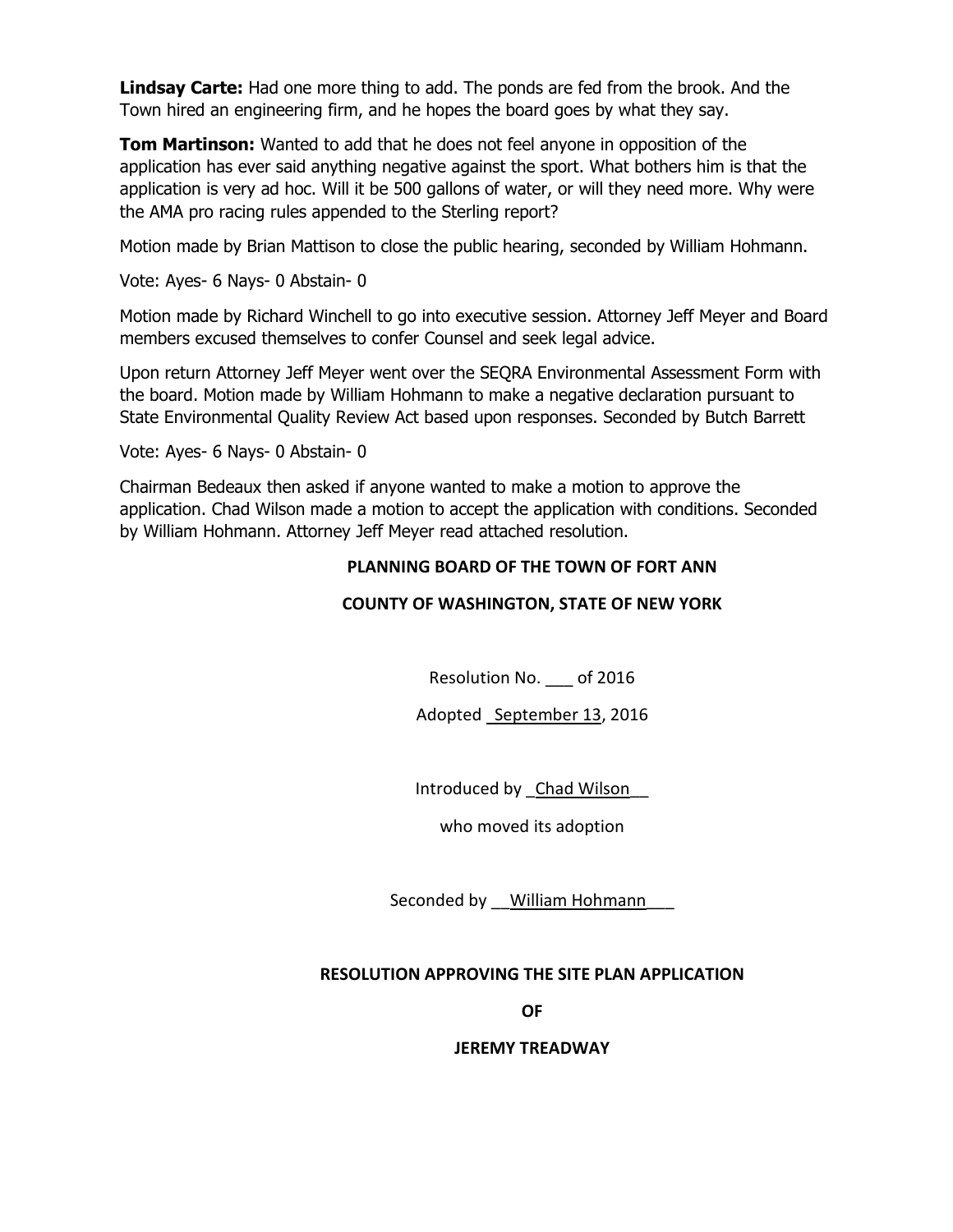**Lindsay Carte:** Had one more thing to add. The ponds are fed from the brook. And the Town hired an engineering firm, and he hopes the board goes by what they say.

**Tom Martinson:** Wanted to add that he does not feel anyone in opposition of the application has ever said anything negative against the sport. What bothers him is that the application is very ad hoc. Will it be 500 gallons of water, or will they need more. Why were the AMA pro racing rules appended to the Sterling report?

Motion made by Brian Mattison to close the public hearing, seconded by William Hohmann.

Vote: Ayes- 6 Nays- 0 Abstain- 0

Motion made by Richard Winchell to go into executive session. Attorney Jeff Meyer and Board members excused themselves to confer Counsel and seek legal advice.

Upon return Attorney Jeff Meyer went over the SEQRA Environmental Assessment Form with the board. Motion made by William Hohmann to make a negative declaration pursuant to State Environmental Quality Review Act based upon responses. Seconded by Butch Barrett

Vote: Ayes- 6 Nays- 0 Abstain- 0

Chairman Bedeaux then asked if anyone wanted to make a motion to approve the application. Chad Wilson made a motion to accept the application with conditions. Seconded by William Hohmann. Attorney Jeff Meyer read attached resolution.

**PLANNING BOARD OF THE TOWN OF FORT ANN**

**COUNTY OF WASHINGTON, STATE OF NEW YORK**

Resolution No. ___ of 2016

Adopted _September 13, 2016

Introduced by _Chad Wilson__

who moved its adoption

Seconded by __William Hohmann___

**RESOLUTION APPROVING THE SITE PLAN APPLICATION**

**OF**

**JEREMY TREADWAY**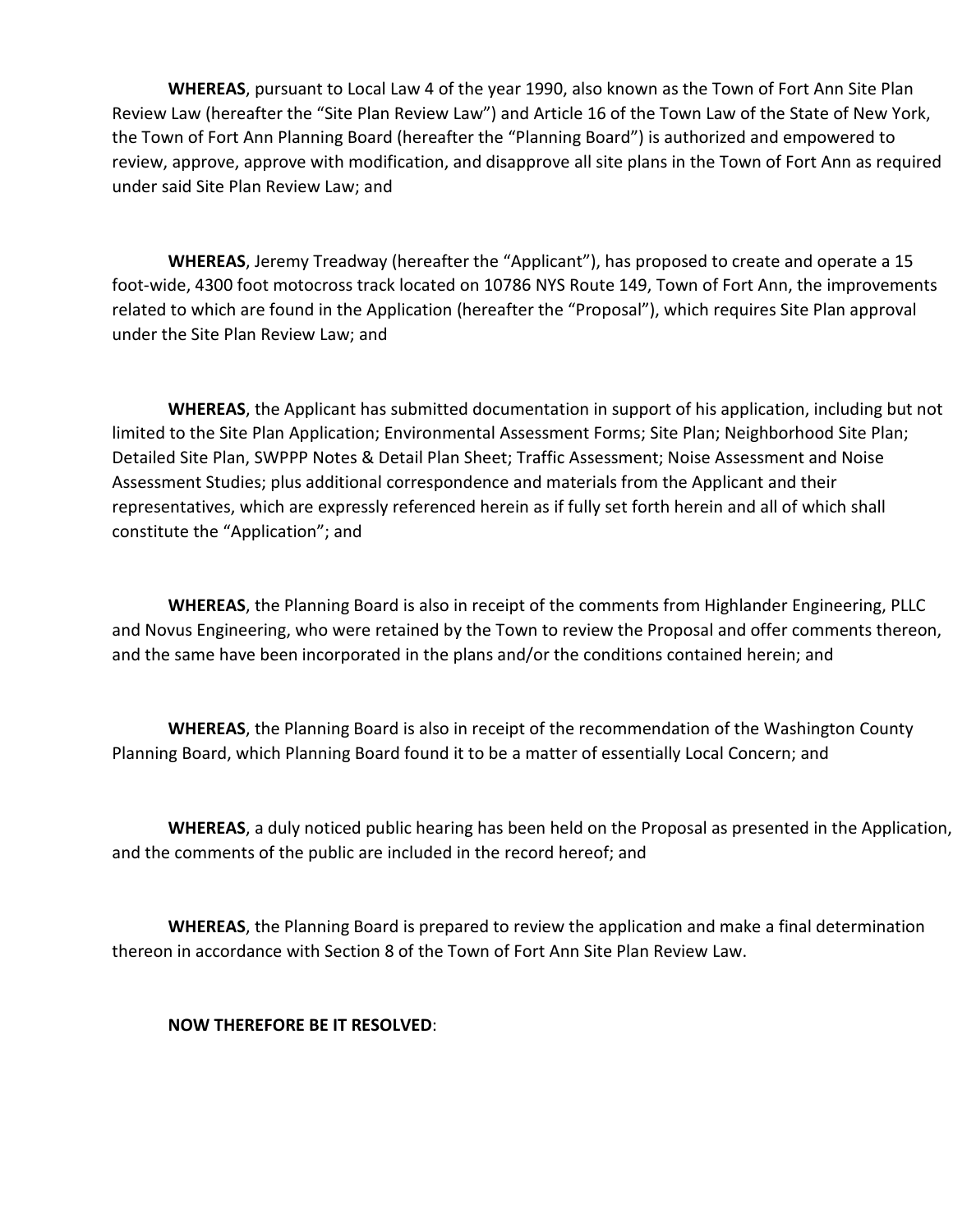**WHEREAS**, pursuant to Local Law 4 of the year 1990, also known as the Town of Fort Ann Site Plan Review Law (hereafter the "Site Plan Review Law") and Article 16 of the Town Law of the State of New York, the Town of Fort Ann Planning Board (hereafter the "Planning Board") is authorized and empowered to review, approve, approve with modification, and disapprove all site plans in the Town of Fort Ann as required under said Site Plan Review Law; and

**WHEREAS**, Jeremy Treadway (hereafter the "Applicant"), has proposed to create and operate a 15 foot-wide, 4300 foot motocross track located on 10786 NYS Route 149, Town of Fort Ann, the improvements related to which are found in the Application (hereafter the "Proposal"), which requires Site Plan approval under the Site Plan Review Law; and

**WHEREAS**, the Applicant has submitted documentation in support of his application, including but not limited to the Site Plan Application; Environmental Assessment Forms; Site Plan; Neighborhood Site Plan; Detailed Site Plan, SWPPP Notes & Detail Plan Sheet; Traffic Assessment; Noise Assessment and Noise Assessment Studies; plus additional correspondence and materials from the Applicant and their representatives, which are expressly referenced herein as if fully set forth herein and all of which shall constitute the "Application"; and

**WHEREAS**, the Planning Board is also in receipt of the comments from Highlander Engineering, PLLC and Novus Engineering, who were retained by the Town to review the Proposal and offer comments thereon, and the same have been incorporated in the plans and/or the conditions contained herein; and

**WHEREAS**, the Planning Board is also in receipt of the recommendation of the Washington County Planning Board, which Planning Board found it to be a matter of essentially Local Concern; and

**WHEREAS**, a duly noticed public hearing has been held on the Proposal as presented in the Application, and the comments of the public are included in the record hereof; and

**WHEREAS**, the Planning Board is prepared to review the application and make a final determination thereon in accordance with Section 8 of the Town of Fort Ann Site Plan Review Law.

**NOW THEREFORE BE IT RESOLVED**: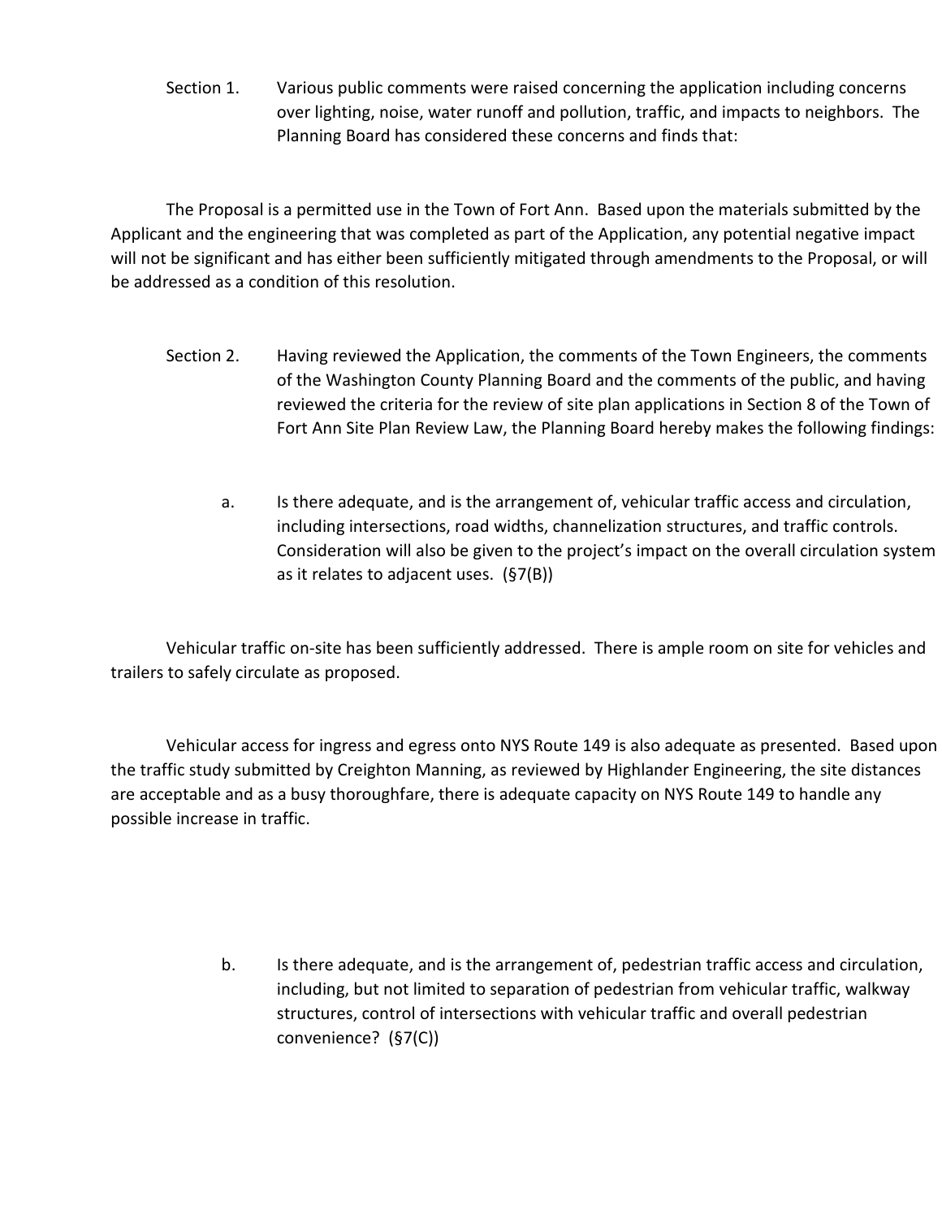Section 1. Various public comments were raised concerning the application including concerns over lighting, noise, water runoff and pollution, traffic, and impacts to neighbors. The Planning Board has considered these concerns and finds that:

The Proposal is a permitted use in the Town of Fort Ann. Based upon the materials submitted by the Applicant and the engineering that was completed as part of the Application, any potential negative impact will not be significant and has either been sufficiently mitigated through amendments to the Proposal, or will be addressed as a condition of this resolution.

Section 2. Having reviewed the Application, the comments of the Town Engineers, the comments of the Washington County Planning Board and the comments of the public, and having reviewed the criteria for the review of site plan applications in Section 8 of the Town of Fort Ann Site Plan Review Law, the Planning Board hereby makes the following findings:

a. Is there adequate, and is the arrangement of, vehicular traffic access and circulation, including intersections, road widths, channelization structures, and traffic controls. Consideration will also be given to the project's impact on the overall circulation system as it relates to adjacent uses. (§7(B))

Vehicular traffic on-site has been sufficiently addressed. There is ample room on site for vehicles and trailers to safely circulate as proposed.

Vehicular access for ingress and egress onto NYS Route 149 is also adequate as presented. Based upon the traffic study submitted by Creighton Manning, as reviewed by Highlander Engineering, the site distances are acceptable and as a busy thoroughfare, there is adequate capacity on NYS Route 149 to handle any possible increase in traffic.

b. Is there adequate, and is the arrangement of, pedestrian traffic access and circulation, including, but not limited to separation of pedestrian from vehicular traffic, walkway structures, control of intersections with vehicular traffic and overall pedestrian convenience? (§7(C))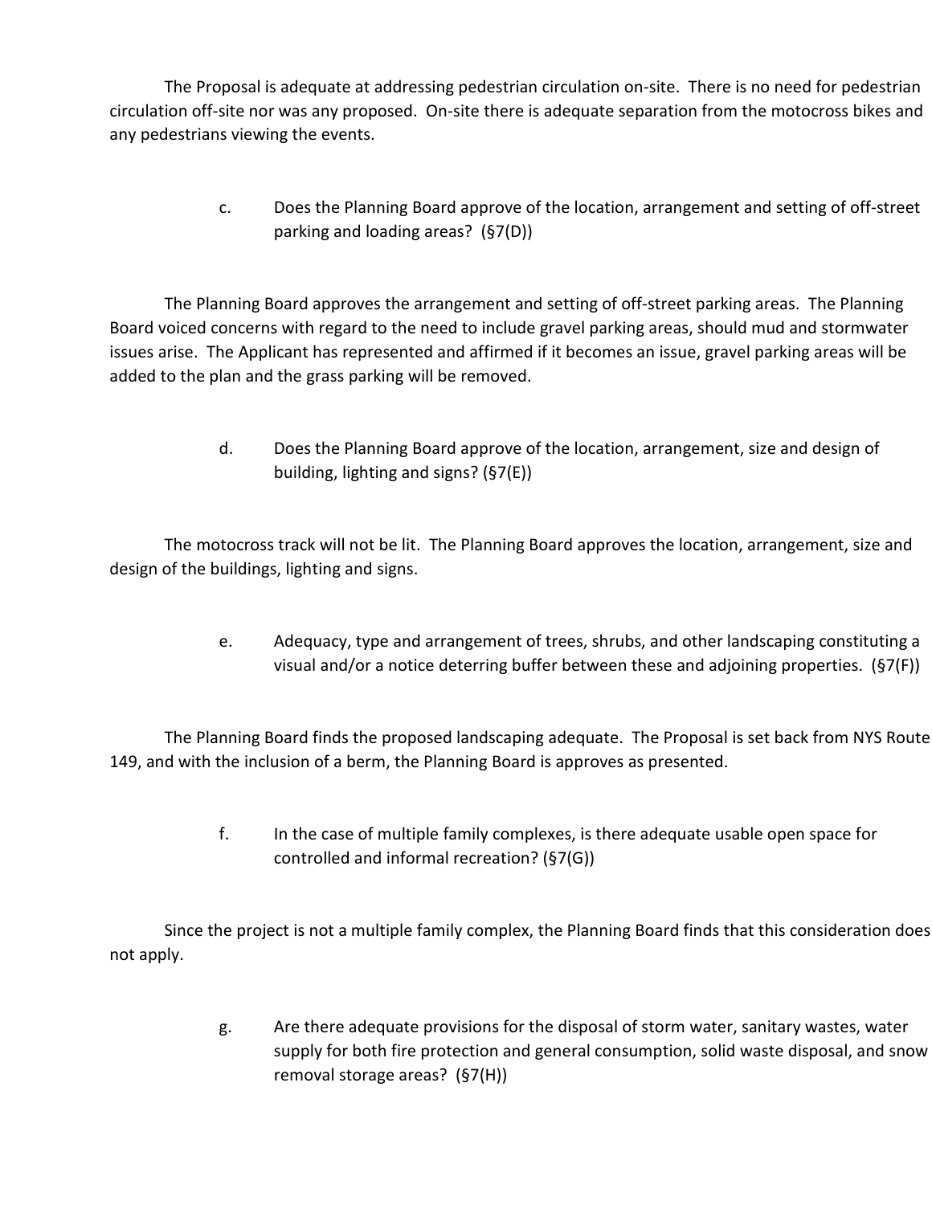The Proposal is adequate at addressing pedestrian circulation on-site. There is no need for pedestrian circulation off-site nor was any proposed. On-site there is adequate separation from the motocross bikes and any pedestrians viewing the events.

c. Does the Planning Board approve of the location, arrangement and setting of off-street parking and loading areas? (§7(D))

The Planning Board approves the arrangement and setting of off-street parking areas. The Planning Board voiced concerns with regard to the need to include gravel parking areas, should mud and stormwater issues arise. The Applicant has represented and affirmed if it becomes an issue, gravel parking areas will be added to the plan and the grass parking will be removed.

d. Does the Planning Board approve of the location, arrangement, size and design of building, lighting and signs? (§7(E))

The motocross track will not be lit. The Planning Board approves the location, arrangement, size and design of the buildings, lighting and signs.

e. Adequacy, type and arrangement of trees, shrubs, and other landscaping constituting a visual and/or a notice deterring buffer between these and adjoining properties. (§7(F))

The Planning Board finds the proposed landscaping adequate. The Proposal is set back from NYS Route 149, and with the inclusion of a berm, the Planning Board is approves as presented.

f. In the case of multiple family complexes, is there adequate usable open space for controlled and informal recreation? (§7(G))

Since the project is not a multiple family complex, the Planning Board finds that this consideration does not apply.

g. Are there adequate provisions for the disposal of storm water, sanitary wastes, water supply for both fire protection and general consumption, solid waste disposal, and snow removal storage areas? (§7(H))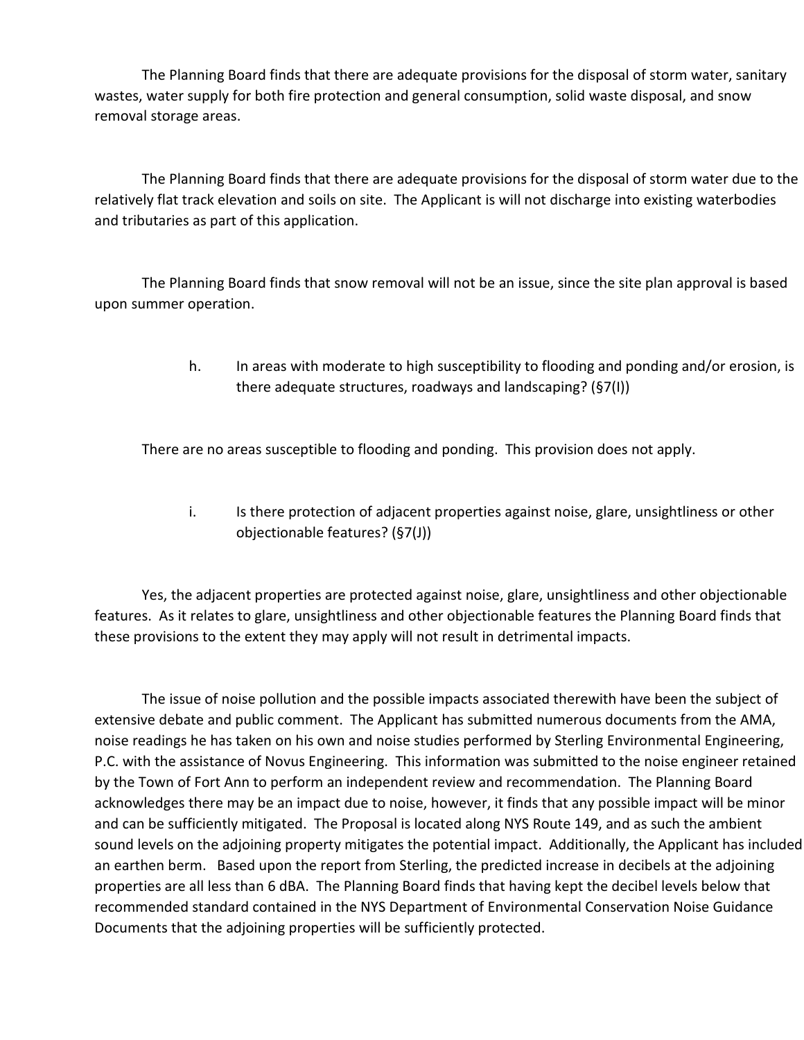The Planning Board finds that there are adequate provisions for the disposal of storm water, sanitary wastes, water supply for both fire protection and general consumption, solid waste disposal, and snow removal storage areas.

The Planning Board finds that there are adequate provisions for the disposal of storm water due to the relatively flat track elevation and soils on site. The Applicant is will not discharge into existing waterbodies and tributaries as part of this application.

The Planning Board finds that snow removal will not be an issue, since the site plan approval is based upon summer operation.

h. In areas with moderate to high susceptibility to flooding and ponding and/or erosion, is there adequate structures, roadways and landscaping? (§7(I))

There are no areas susceptible to flooding and ponding. This provision does not apply.

i. Is there protection of adjacent properties against noise, glare, unsightliness or other objectionable features? (§7(J))

Yes, the adjacent properties are protected against noise, glare, unsightliness and other objectionable features. As it relates to glare, unsightliness and other objectionable features the Planning Board finds that these provisions to the extent they may apply will not result in detrimental impacts.

The issue of noise pollution and the possible impacts associated therewith have been the subject of extensive debate and public comment. The Applicant has submitted numerous documents from the AMA, noise readings he has taken on his own and noise studies performed by Sterling Environmental Engineering, P.C. with the assistance of Novus Engineering. This information was submitted to the noise engineer retained by the Town of Fort Ann to perform an independent review and recommendation. The Planning Board acknowledges there may be an impact due to noise, however, it finds that any possible impact will be minor and can be sufficiently mitigated. The Proposal is located along NYS Route 149, and as such the ambient sound levels on the adjoining property mitigates the potential impact. Additionally, the Applicant has included an earthen berm. Based upon the report from Sterling, the predicted increase in decibels at the adjoining properties are all less than 6 dBA. The Planning Board finds that having kept the decibel levels below that recommended standard contained in the NYS Department of Environmental Conservation Noise Guidance Documents that the adjoining properties will be sufficiently protected.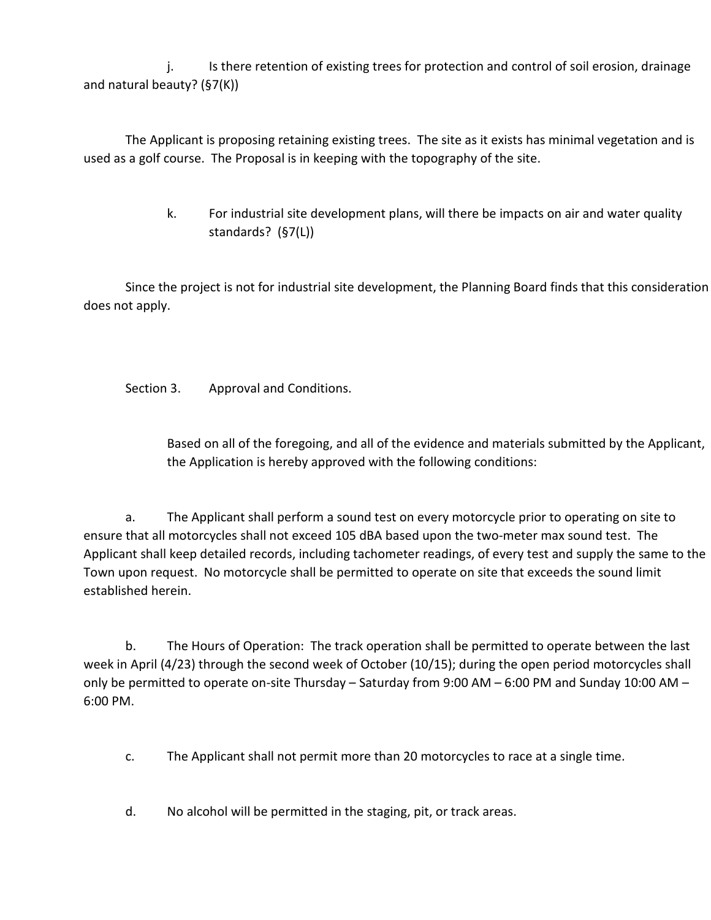j. Is there retention of existing trees for protection and control of soil erosion, drainage and natural beauty? (§7(K))

The Applicant is proposing retaining existing trees. The site as it exists has minimal vegetation and is used as a golf course. The Proposal is in keeping with the topography of the site.

k. For industrial site development plans, will there be impacts on air and water quality standards? (§7(L))

Since the project is not for industrial site development, the Planning Board finds that this consideration does not apply.

Section 3. Approval and Conditions.

Based on all of the foregoing, and all of the evidence and materials submitted by the Applicant, the Application is hereby approved with the following conditions:

a. The Applicant shall perform a sound test on every motorcycle prior to operating on site to ensure that all motorcycles shall not exceed 105 dBA based upon the two-meter max sound test. The Applicant shall keep detailed records, including tachometer readings, of every test and supply the same to the Town upon request. No motorcycle shall be permitted to operate on site that exceeds the sound limit established herein.

b. The Hours of Operation: The track operation shall be permitted to operate between the last week in April (4/23) through the second week of October (10/15); during the open period motorcycles shall only be permitted to operate on-site Thursday – Saturday from 9:00 AM – 6:00 PM and Sunday 10:00 AM – 6:00 PM.

c. The Applicant shall not permit more than 20 motorcycles to race at a single time.

d. No alcohol will be permitted in the staging, pit, or track areas.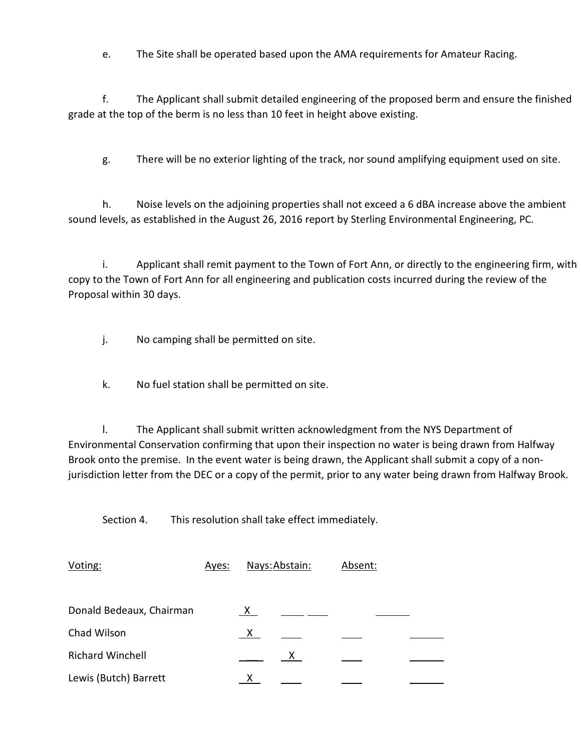e. The Site shall be operated based upon the AMA requirements for Amateur Racing.

f. The Applicant shall submit detailed engineering of the proposed berm and ensure the finished grade at the top of the berm is no less than 10 feet in height above existing.

g. There will be no exterior lighting of the track, nor sound amplifying equipment used on site.

h. Noise levels on the adjoining properties shall not exceed a 6 dBA increase above the ambient sound levels, as established in the August 26, 2016 report by Sterling Environmental Engineering, PC.

i. Applicant shall remit payment to the Town of Fort Ann, or directly to the engineering firm, with copy to the Town of Fort Ann for all engineering and publication costs incurred during the review of the Proposal within 30 days.

j. No camping shall be permitted on site.

k. No fuel station shall be permitted on site.

l. The Applicant shall submit written acknowledgment from the NYS Department of Environmental Conservation confirming that upon their inspection no water is being drawn from Halfway Brook onto the premise. In the event water is being drawn, the Applicant shall submit a copy of a non-jurisdiction letter from the DEC or a copy of the permit, prior to any water being drawn from Halfway Brook.

Section 4. This resolution shall take effect immediately.

| Voting: | Ayes: | Nays: | Abstain: | Absent: |
|---|---|---|---|---|
| Donald Bedeaux, Chairman | X | | | |
| Chad Wilson | X | | | |
| Richard Winchell | | X | | |
| Lewis (Butch) Barrett | X | | | |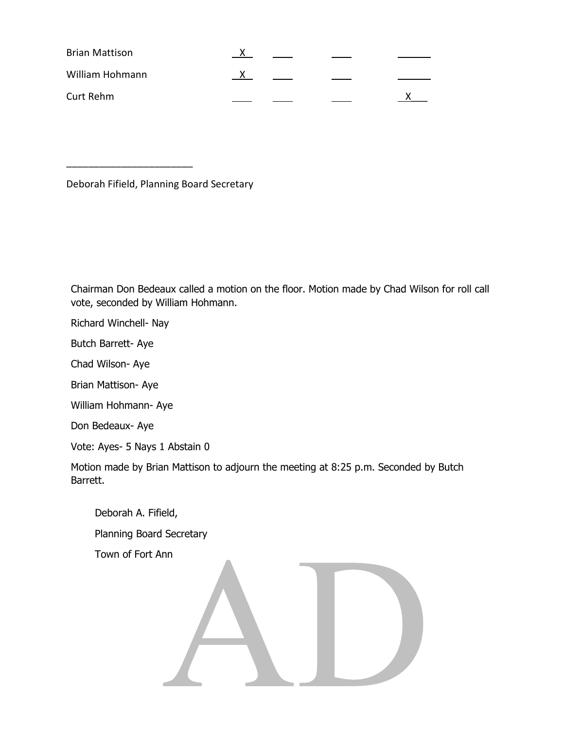| | | | | |
|---|---|---|---|---|
| Brian Mattison | X | | | |
| William Hohmann | X | | | |
| Curt Rehm | | | | X |

_______________________

Deborah Fifield, Planning Board Secretary

Chairman Don Bedeaux called a motion on the floor. Motion made by Chad Wilson for roll call vote, seconded by William Hohmann.

Richard Winchell- Nay

Butch Barrett- Aye

Chad Wilson- Aye

Brian Mattison- Aye

William Hohmann- Aye

Don Bedeaux- Aye

Vote: Ayes- 5 Nays 1 Abstain 0

Motion made by Brian Mattison to adjourn the meeting at 8:25 p.m. Seconded by Butch Barrett.

Deborah A. Fifield,

Planning Board Secretary

Town of Fort Ann